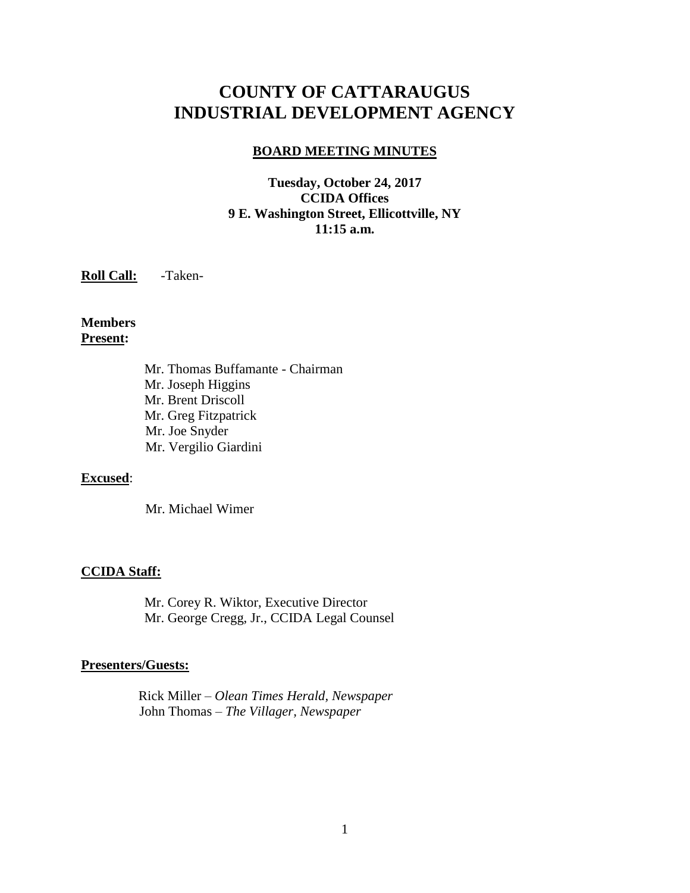# COUNTY OF CATTARAUGUS INDUSTRIAL DEVELOPMENT AGENCY

## BOARD MEETING MINUTES

**Tuesday, October 24, 2017**
**CCIDA Offices**
**9 E. Washington Street, Ellicottville, NY**
**11:15 a.m.**

**Roll Call:** -Taken-

**Members Present:**

Mr. Thomas Buffamante - Chairman
Mr. Joseph Higgins
Mr. Brent Driscoll
Mr. Greg Fitzpatrick
Mr. Joe Snyder
Mr. Vergilio Giardini

**Excused**:

Mr. Michael Wimer

**CCIDA Staff:**

Mr. Corey R. Wiktor, Executive Director
Mr. George Cregg, Jr., CCIDA Legal Counsel

**Presenters/Guests:**

Rick Miller – *Olean Times Herald, Newspaper*
John Thomas – *The Villager, Newspaper*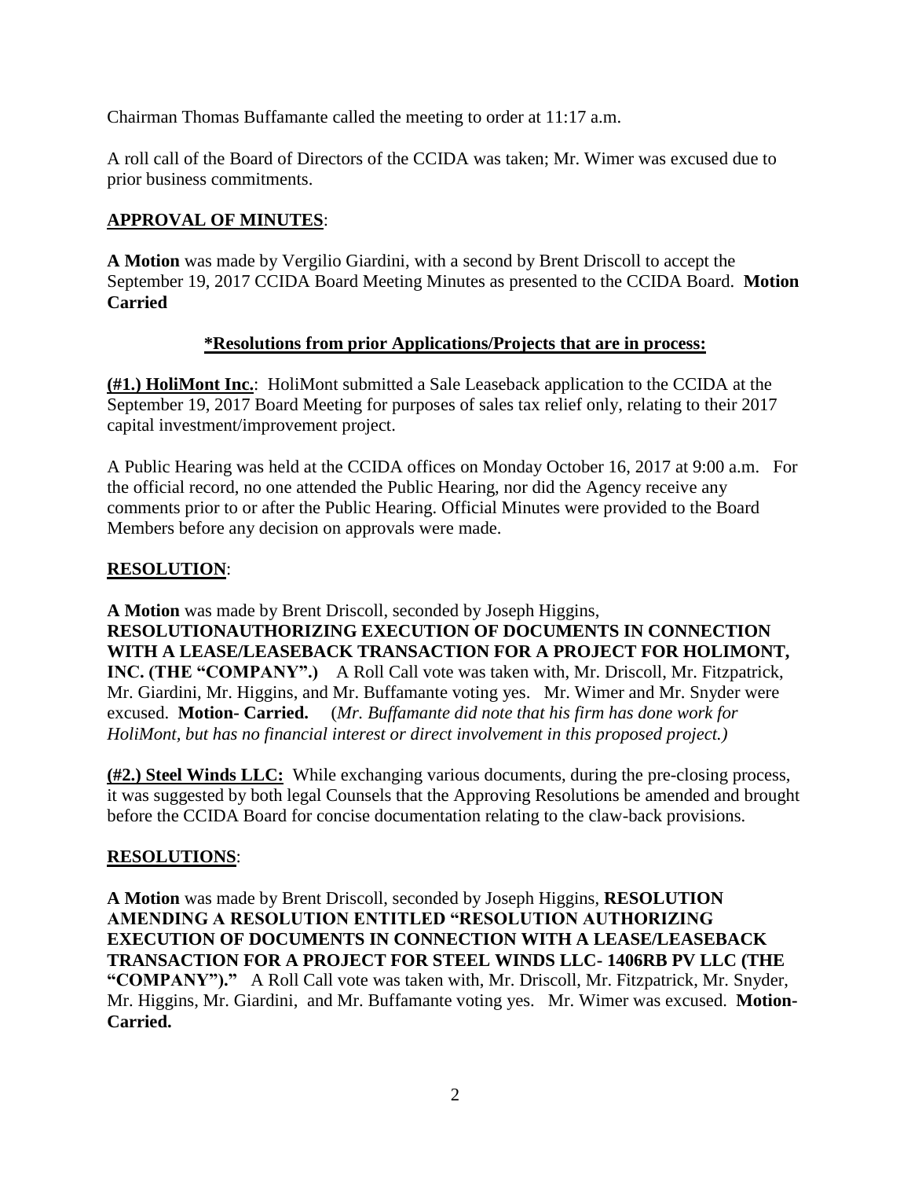Chairman Thomas Buffamante called the meeting to order at 11:17 a.m.

A roll call of the Board of Directors of the CCIDA was taken; Mr. Wimer was excused due to prior business commitments.

**APPROVAL OF MINUTES**:

**A Motion** was made by Vergilio Giardini, with a second by Brent Driscoll to accept the September 19, 2017 CCIDA Board Meeting Minutes as presented to the CCIDA Board. **Motion Carried**

**\*Resolutions from prior Applications/Projects that are in process:**

**(#1.) HoliMont Inc.**: HoliMont submitted a Sale Leaseback application to the CCIDA at the September 19, 2017 Board Meeting for purposes of sales tax relief only, relating to their 2017 capital investment/improvement project.

A Public Hearing was held at the CCIDA offices on Monday October 16, 2017 at 9:00 a.m. For the official record, no one attended the Public Hearing, nor did the Agency receive any comments prior to or after the Public Hearing. Official Minutes were provided to the Board Members before any decision on approvals were made.

**RESOLUTION**:

**A Motion** was made by Brent Driscoll, seconded by Joseph Higgins, **RESOLUTIONAUTHORIZING EXECUTION OF DOCUMENTS IN CONNECTION WITH A LEASE/LEASEBACK TRANSACTION FOR A PROJECT FOR HOLIMONT, INC. (THE "COMPANY".)** A Roll Call vote was taken with, Mr. Driscoll, Mr. Fitzpatrick, Mr. Giardini, Mr. Higgins, and Mr. Buffamante voting yes. Mr. Wimer and Mr. Snyder were excused. **Motion- Carried.** (*Mr. Buffamante did note that his firm has done work for HoliMont, but has no financial interest or direct involvement in this proposed project.)*

**(#2.) Steel Winds LLC:** While exchanging various documents, during the pre-closing process, it was suggested by both legal Counsels that the Approving Resolutions be amended and brought before the CCIDA Board for concise documentation relating to the claw-back provisions.

**RESOLUTIONS**:

**A Motion** was made by Brent Driscoll, seconded by Joseph Higgins, **RESOLUTION AMENDING A RESOLUTION ENTITLED "RESOLUTION AUTHORIZING EXECUTION OF DOCUMENTS IN CONNECTION WITH A LEASE/LEASEBACK TRANSACTION FOR A PROJECT FOR STEEL WINDS LLC- 1406RB PV LLC (THE "COMPANY")."** A Roll Call vote was taken with, Mr. Driscoll, Mr. Fitzpatrick, Mr. Snyder, Mr. Higgins, Mr. Giardini, and Mr. Buffamante voting yes. Mr. Wimer was excused. **Motion- Carried.**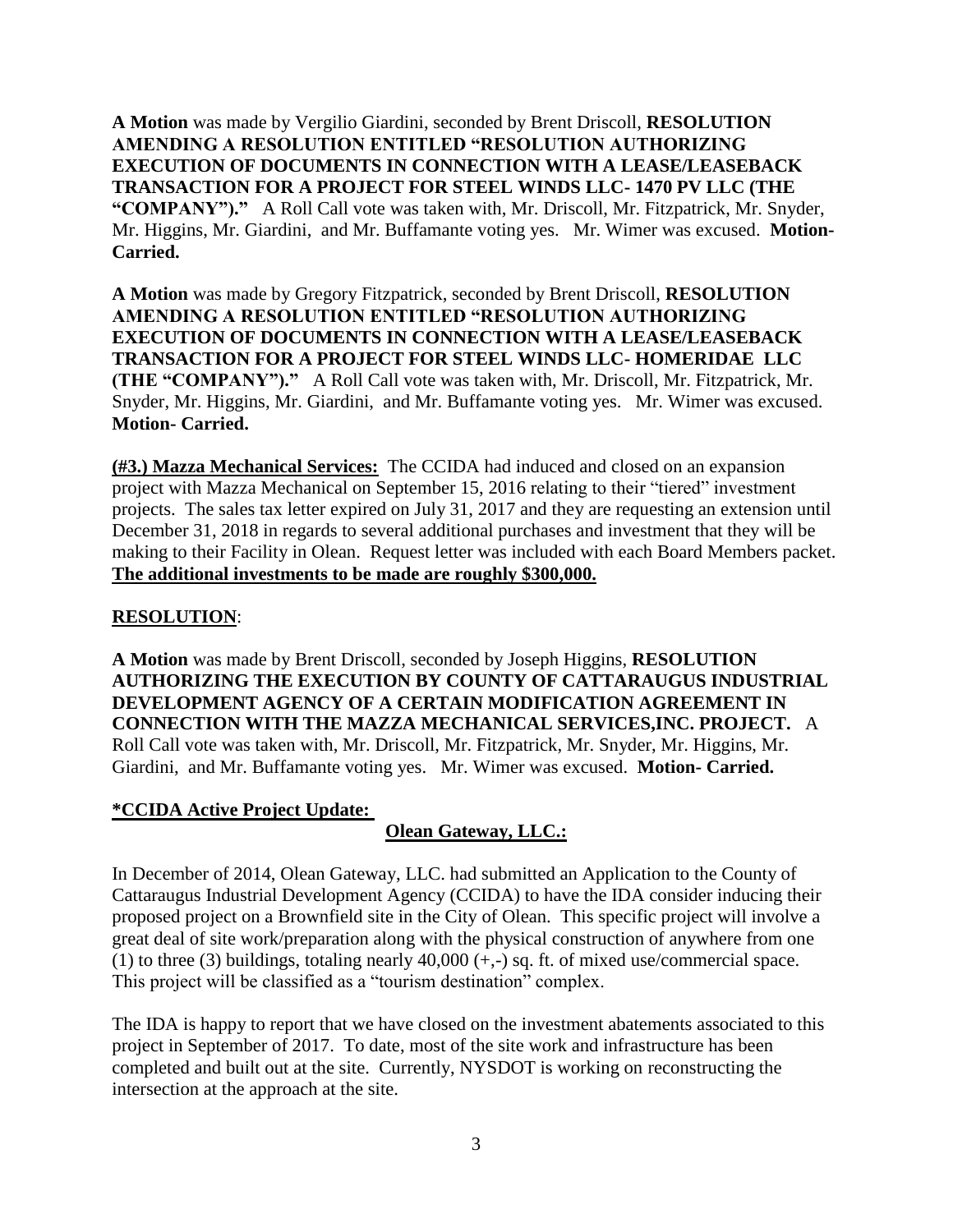**A Motion** was made by Vergilio Giardini, seconded by Brent Driscoll, **RESOLUTION AMENDING A RESOLUTION ENTITLED "RESOLUTION AUTHORIZING EXECUTION OF DOCUMENTS IN CONNECTION WITH A LEASE/LEASEBACK TRANSACTION FOR A PROJECT FOR STEEL WINDS LLC- 1470 PV LLC (THE "COMPANY")."** A Roll Call vote was taken with, Mr. Driscoll, Mr. Fitzpatrick, Mr. Snyder, Mr. Higgins, Mr. Giardini, and Mr. Buffamante voting yes. Mr. Wimer was excused. **Motion- Carried.**

**A Motion** was made by Gregory Fitzpatrick, seconded by Brent Driscoll, **RESOLUTION AMENDING A RESOLUTION ENTITLED "RESOLUTION AUTHORIZING EXECUTION OF DOCUMENTS IN CONNECTION WITH A LEASE/LEASEBACK TRANSACTION FOR A PROJECT FOR STEEL WINDS LLC- HOMERIDAE LLC (THE "COMPANY")."** A Roll Call vote was taken with, Mr. Driscoll, Mr. Fitzpatrick, Mr. Snyder, Mr. Higgins, Mr. Giardini, and Mr. Buffamante voting yes. Mr. Wimer was excused. **Motion- Carried.**

**(#3.) Mazza Mechanical Services:** The CCIDA had induced and closed on an expansion project with Mazza Mechanical on September 15, 2016 relating to their "tiered" investment projects. The sales tax letter expired on July 31, 2017 and they are requesting an extension until December 31, 2018 in regards to several additional purchases and investment that they will be making to their Facility in Olean. Request letter was included with each Board Members packet. **The additional investments to be made are roughly $300,000.**

**RESOLUTION**:

**A Motion** was made by Brent Driscoll, seconded by Joseph Higgins, **RESOLUTION AUTHORIZING THE EXECUTION BY COUNTY OF CATTARAUGUS INDUSTRIAL DEVELOPMENT AGENCY OF A CERTAIN MODIFICATION AGREEMENT IN CONNECTION WITH THE MAZZA MECHANICAL SERVICES,INC. PROJECT.** A Roll Call vote was taken with, Mr. Driscoll, Mr. Fitzpatrick, Mr. Snyder, Mr. Higgins, Mr. Giardini, and Mr. Buffamante voting yes. Mr. Wimer was excused. **Motion- Carried.**

**\*CCIDA Active Project Update:**

**Olean Gateway, LLC.:**

In December of 2014, Olean Gateway, LLC. had submitted an Application to the County of Cattaraugus Industrial Development Agency (CCIDA) to have the IDA consider inducing their proposed project on a Brownfield site in the City of Olean. This specific project will involve a great deal of site work/preparation along with the physical construction of anywhere from one (1) to three (3) buildings, totaling nearly 40,000 (+,-) sq. ft. of mixed use/commercial space. This project will be classified as a "tourism destination" complex.

The IDA is happy to report that we have closed on the investment abatements associated to this project in September of 2017. To date, most of the site work and infrastructure has been completed and built out at the site. Currently, NYSDOT is working on reconstructing the intersection at the approach at the site.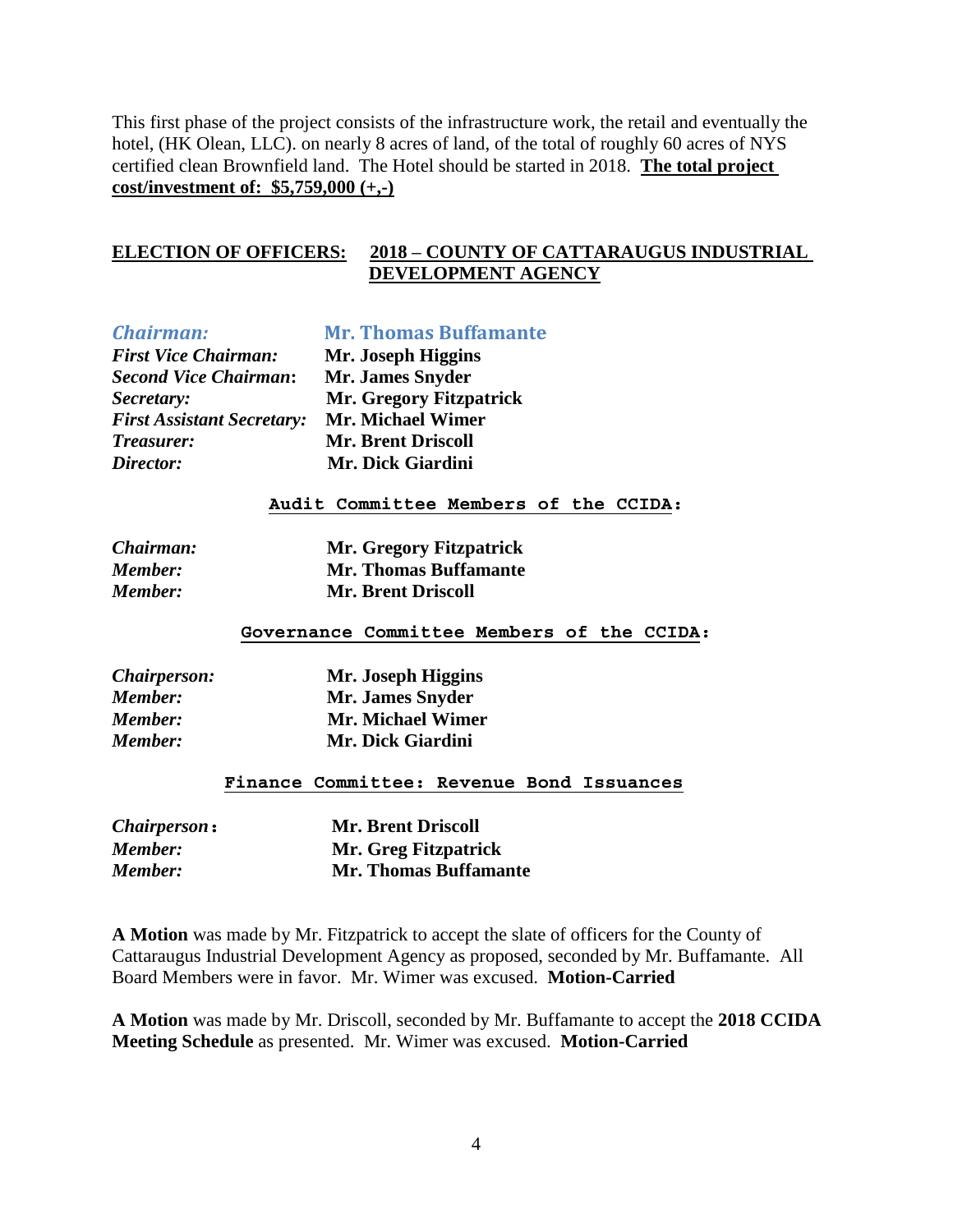This first phase of the project consists of the infrastructure work, the retail and eventually the hotel, (HK Olean, LLC). on nearly 8 acres of land, of the total of roughly 60 acres of NYS certified clean Brownfield land. The Hotel should be started in 2018. **The total project cost/investment of: $5,759,000 (+,-)**

**ELECTION OF OFFICERS: 2018 – COUNTY OF CATTARAUGUS INDUSTRIAL DEVELOPMENT AGENCY**

| | |
|---|---|
| ***Chairman:*** | **Mr. Thomas Buffamante** |
| ***First Vice Chairman:*** | **Mr. Joseph Higgins** |
| ***Second Vice Chairman:*** | **Mr. James Snyder** |
| ***Secretary:*** | **Mr. Gregory Fitzpatrick** |
| ***First Assistant Secretary:*** | **Mr. Michael Wimer** |
| ***Treasurer:*** | **Mr. Brent Driscoll** |
| ***Director:*** | **Mr. Dick Giardini** |

**Audit Committee Members of the CCIDA:**

| | |
|---|---|
| ***Chairman:*** | **Mr. Gregory Fitzpatrick** |
| ***Member:*** | **Mr. Thomas Buffamante** |
| ***Member:*** | **Mr. Brent Driscoll** |

**Governance Committee Members of the CCIDA:**

| | |
|---|---|
| ***Chairperson:*** | **Mr. Joseph Higgins** |
| ***Member:*** | **Mr. James Snyder** |
| ***Member:*** | **Mr. Michael Wimer** |
| ***Member:*** | **Mr. Dick Giardini** |

**Finance Committee: Revenue Bond Issuances**

| | |
|---|---|
| ***Chairperson:*** | **Mr. Brent Driscoll** |
| ***Member:*** | **Mr. Greg Fitzpatrick** |
| ***Member:*** | **Mr. Thomas Buffamante** |

**A Motion** was made by Mr. Fitzpatrick to accept the slate of officers for the County of Cattaraugus Industrial Development Agency as proposed, seconded by Mr. Buffamante. All Board Members were in favor. Mr. Wimer was excused. **Motion-Carried**

**A Motion** was made by Mr. Driscoll, seconded by Mr. Buffamante to accept the **2018 CCIDA Meeting Schedule** as presented. Mr. Wimer was excused. **Motion-Carried**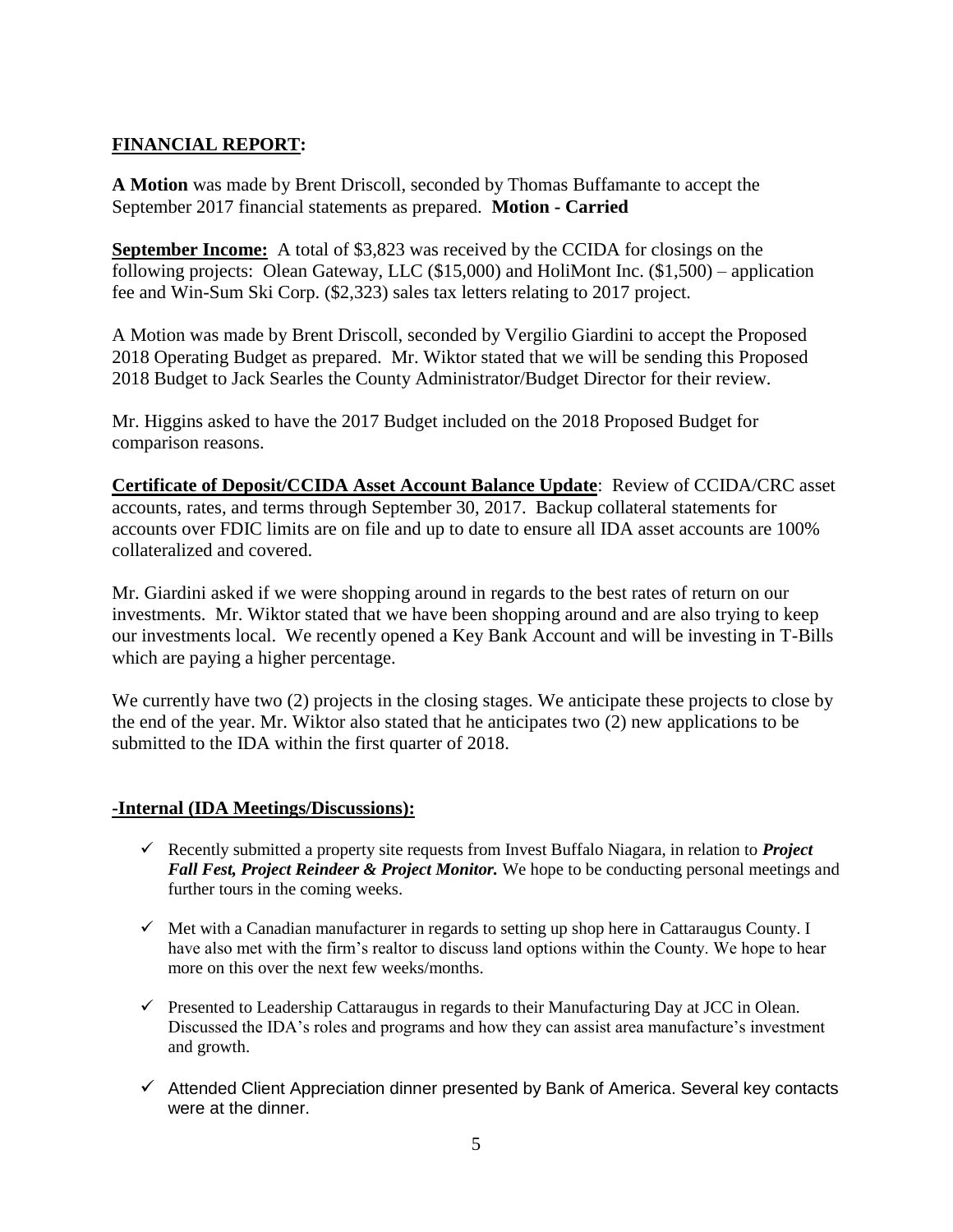**FINANCIAL REPORT:**

**A Motion** was made by Brent Driscoll, seconded by Thomas Buffamante to accept the September 2017 financial statements as prepared. **Motion - Carried**

**September Income:** A total of $3,823 was received by the CCIDA for closings on the following projects: Olean Gateway, LLC ($15,000) and HoliMont Inc. ($1,500) – application fee and Win-Sum Ski Corp. ($2,323) sales tax letters relating to 2017 project.

A Motion was made by Brent Driscoll, seconded by Vergilio Giardini to accept the Proposed 2018 Operating Budget as prepared. Mr. Wiktor stated that we will be sending this Proposed 2018 Budget to Jack Searles the County Administrator/Budget Director for their review.

Mr. Higgins asked to have the 2017 Budget included on the 2018 Proposed Budget for comparison reasons.

**Certificate of Deposit/CCIDA Asset Account Balance Update**: Review of CCIDA/CRC asset accounts, rates, and terms through September 30, 2017. Backup collateral statements for accounts over FDIC limits are on file and up to date to ensure all IDA asset accounts are 100% collateralized and covered.

Mr. Giardini asked if we were shopping around in regards to the best rates of return on our investments. Mr. Wiktor stated that we have been shopping around and are also trying to keep our investments local. We recently opened a Key Bank Account and will be investing in T-Bills which are paying a higher percentage.

We currently have two (2) projects in the closing stages. We anticipate these projects to close by the end of the year. Mr. Wiktor also stated that he anticipates two (2) new applications to be submitted to the IDA within the first quarter of 2018.

**-Internal (IDA Meetings/Discussions):**

- ✓ Recently submitted a property site requests from Invest Buffalo Niagara, in relation to ***Project Fall Fest, Project Reindeer & Project Monitor.*** We hope to be conducting personal meetings and further tours in the coming weeks.
- ✓ Met with a Canadian manufacturer in regards to setting up shop here in Cattaraugus County. I have also met with the firm's realtor to discuss land options within the County. We hope to hear more on this over the next few weeks/months.
- ✓ Presented to Leadership Cattaraugus in regards to their Manufacturing Day at JCC in Olean. Discussed the IDA's roles and programs and how they can assist area manufacture's investment and growth.
- ✓ Attended Client Appreciation dinner presented by Bank of America. Several key contacts were at the dinner.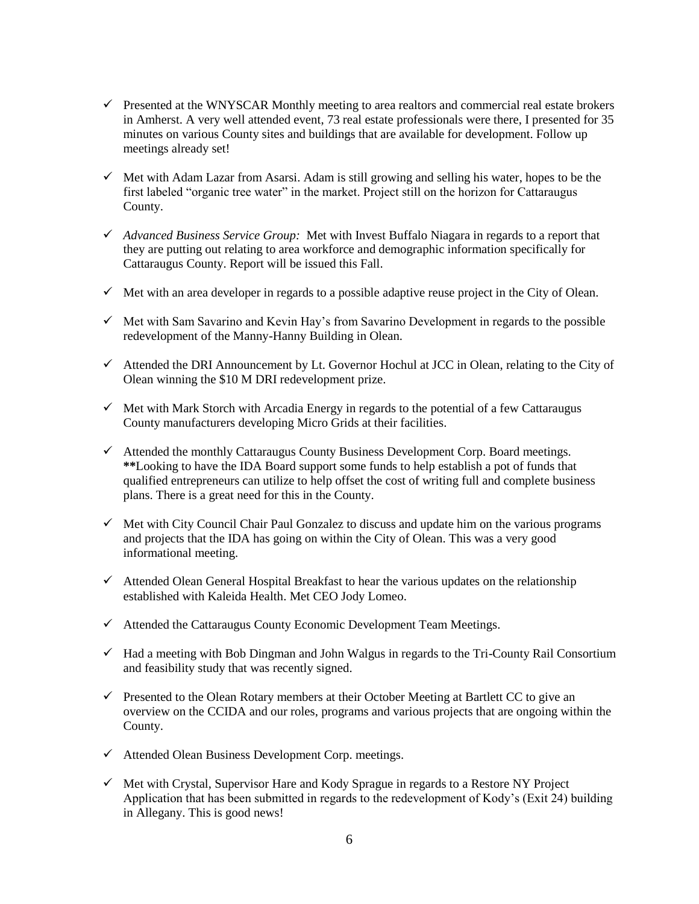- ✓ Presented at the WNYSCAR Monthly meeting to area realtors and commercial real estate brokers in Amherst. A very well attended event, 73 real estate professionals were there, I presented for 35 minutes on various County sites and buildings that are available for development. Follow up meetings already set!

- ✓ Met with Adam Lazar from Asarsi. Adam is still growing and selling his water, hopes to be the first labeled "organic tree water" in the market. Project still on the horizon for Cattaraugus County.

- ✓ *Advanced Business Service Group:* Met with Invest Buffalo Niagara in regards to a report that they are putting out relating to area workforce and demographic information specifically for Cattaraugus County. Report will be issued this Fall.

- ✓ Met with an area developer in regards to a possible adaptive reuse project in the City of Olean.

- ✓ Met with Sam Savarino and Kevin Hay's from Savarino Development in regards to the possible redevelopment of the Manny-Hanny Building in Olean.

- ✓ Attended the DRI Announcement by Lt. Governor Hochul at JCC in Olean, relating to the City of Olean winning the $10 M DRI redevelopment prize.

- ✓ Met with Mark Storch with Arcadia Energy in regards to the potential of a few Cattaraugus County manufacturers developing Micro Grids at their facilities.

- ✓ Attended the monthly Cattaraugus County Business Development Corp. Board meetings. **\*\***Looking to have the IDA Board support some funds to help establish a pot of funds that qualified entrepreneurs can utilize to help offset the cost of writing full and complete business plans. There is a great need for this in the County.

- ✓ Met with City Council Chair Paul Gonzalez to discuss and update him on the various programs and projects that the IDA has going on within the City of Olean. This was a very good informational meeting.

- ✓ Attended Olean General Hospital Breakfast to hear the various updates on the relationship established with Kaleida Health. Met CEO Jody Lomeo.

- ✓ Attended the Cattaraugus County Economic Development Team Meetings.

- ✓ Had a meeting with Bob Dingman and John Walgus in regards to the Tri-County Rail Consortium and feasibility study that was recently signed.

- ✓ Presented to the Olean Rotary members at their October Meeting at Bartlett CC to give an overview on the CCIDA and our roles, programs and various projects that are ongoing within the County.

- ✓ Attended Olean Business Development Corp. meetings.

- ✓ Met with Crystal, Supervisor Hare and Kody Sprague in regards to a Restore NY Project Application that has been submitted in regards to the redevelopment of Kody's (Exit 24) building in Allegany. This is good news!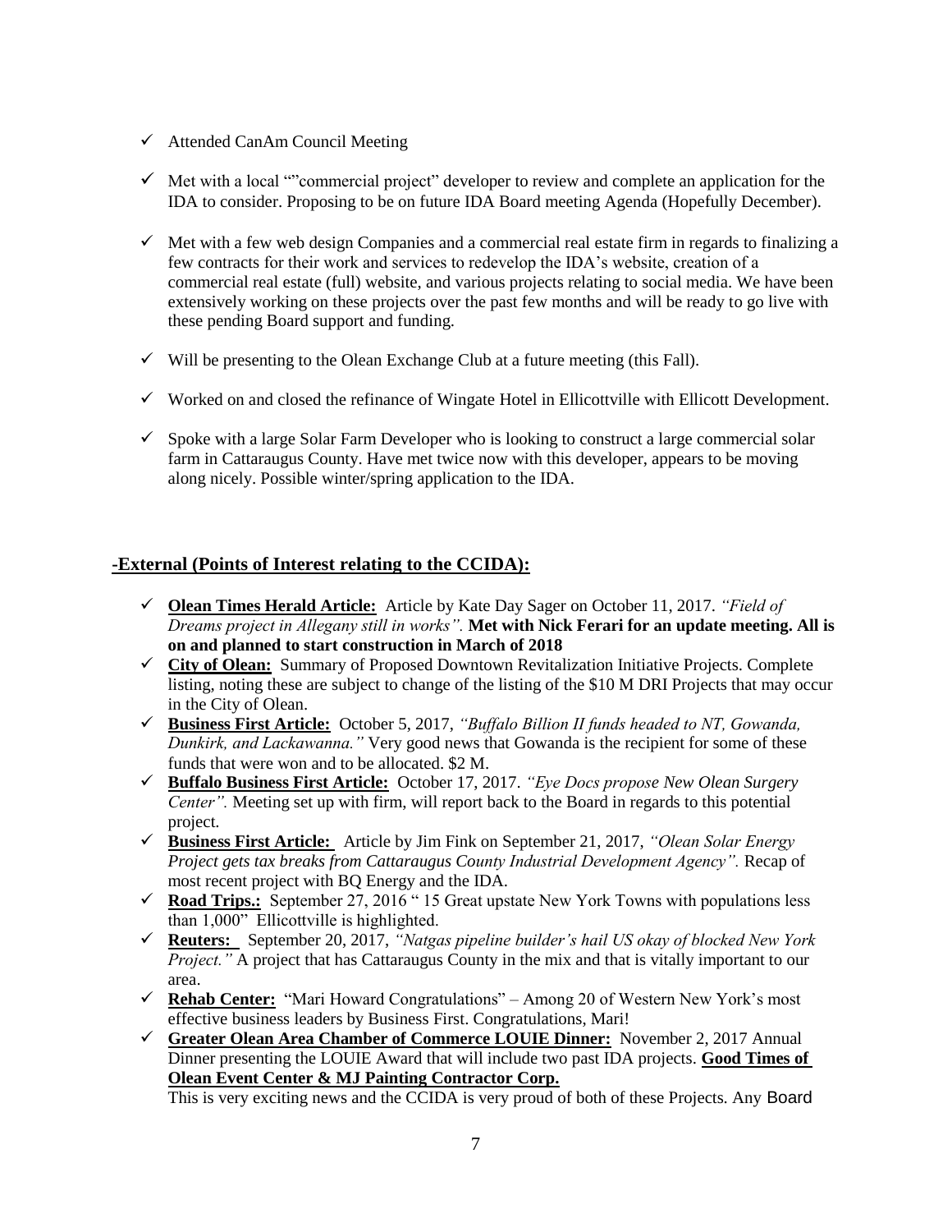- ✓ Attended CanAm Council Meeting
- ✓ Met with a local ""commercial project" developer to review and complete an application for the IDA to consider. Proposing to be on future IDA Board meeting Agenda (Hopefully December).
- ✓ Met with a few web design Companies and a commercial real estate firm in regards to finalizing a few contracts for their work and services to redevelop the IDA's website, creation of a commercial real estate (full) website, and various projects relating to social media. We have been extensively working on these projects over the past few months and will be ready to go live with these pending Board support and funding.
- ✓ Will be presenting to the Olean Exchange Club at a future meeting (this Fall).
- ✓ Worked on and closed the refinance of Wingate Hotel in Ellicottville with Ellicott Development.
- ✓ Spoke with a large Solar Farm Developer who is looking to construct a large commercial solar farm in Cattaraugus County. Have met twice now with this developer, appears to be moving along nicely. Possible winter/spring application to the IDA.

## -External (Points of Interest relating to the CCIDA):

- ✓ **Olean Times Herald Article:** Article by Kate Day Sager on October 11, 2017. *"Field of Dreams project in Allegany still in works".* **Met with Nick Ferari for an update meeting. All is on and planned to start construction in March of 2018**
- ✓ **City of Olean:** Summary of Proposed Downtown Revitalization Initiative Projects. Complete listing, noting these are subject to change of the listing of the \$10 M DRI Projects that may occur in the City of Olean.
- ✓ **Business First Article:** October 5, 2017, *"Buffalo Billion II funds headed to NT, Gowanda, Dunkirk, and Lackawanna."* Very good news that Gowanda is the recipient for some of these funds that were won and to be allocated. \$2 M.
- ✓ **Buffalo Business First Article:** October 17, 2017. *"Eye Docs propose New Olean Surgery Center".* Meeting set up with firm, will report back to the Board in regards to this potential project.
- ✓ **Business First Article:** Article by Jim Fink on September 21, 2017, *"Olean Solar Energy Project gets tax breaks from Cattaraugus County Industrial Development Agency".* Recap of most recent project with BQ Energy and the IDA.
- ✓ **Road Trips.:** September 27, 2016 " 15 Great upstate New York Towns with populations less than 1,000" Ellicottville is highlighted.
- ✓ **Reuters:** September 20, 2017, *"Natgas pipeline builder's hail US okay of blocked New York Project."* A project that has Cattaraugus County in the mix and that is vitally important to our area.
- ✓ **Rehab Center:** "Mari Howard Congratulations" – Among 20 of Western New York's most effective business leaders by Business First. Congratulations, Mari!
- ✓ **Greater Olean Area Chamber of Commerce LOUIE Dinner:** November 2, 2017 Annual Dinner presenting the LOUIE Award that will include two past IDA projects. **Good Times of Olean Event Center & MJ Painting Contractor Corp.**
  This is very exciting news and the CCIDA is very proud of both of these Projects. Any Board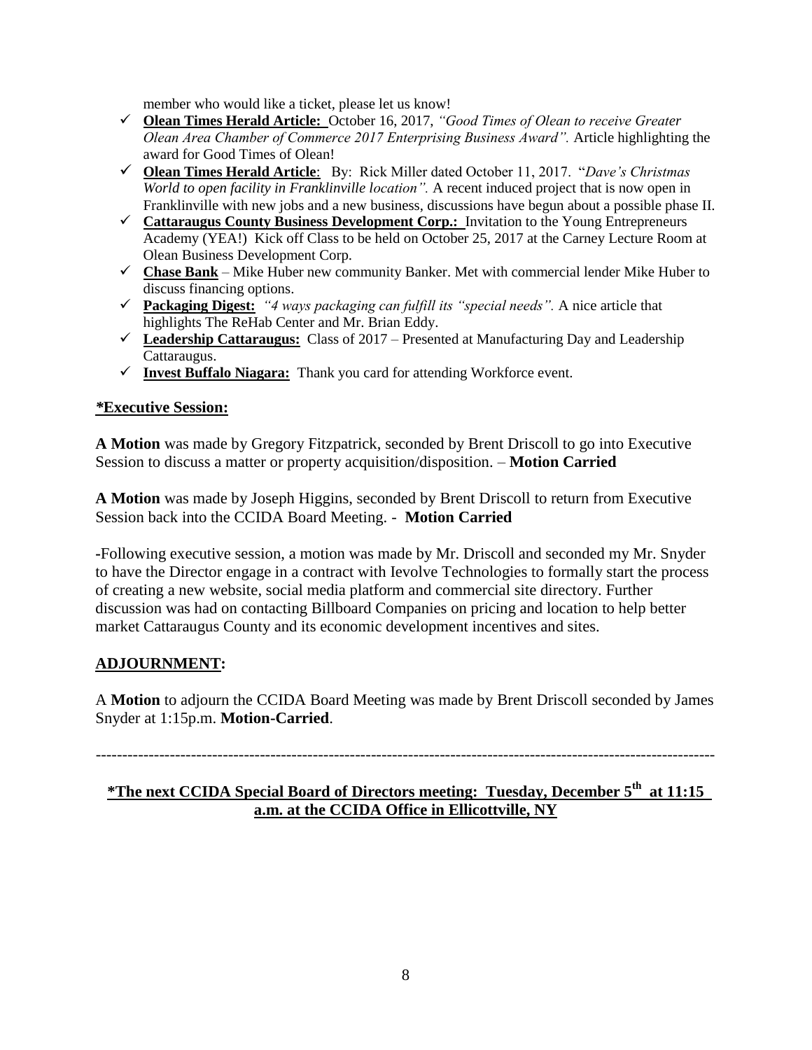member who would like a ticket, please let us know!

- ✓ **Olean Times Herald Article:** October 16, 2017, *"Good Times of Olean to receive Greater Olean Area Chamber of Commerce 2017 Enterprising Business Award".* Article highlighting the award for Good Times of Olean!
- ✓ **Olean Times Herald Article**: By: Rick Miller dated October 11, 2017. "*Dave's Christmas World to open facility in Franklinville location".* A recent induced project that is now open in Franklinville with new jobs and a new business, discussions have begun about a possible phase II.
- ✓ **Cattaraugus County Business Development Corp.:** Invitation to the Young Entrepreneurs Academy (YEA!) Kick off Class to be held on October 25, 2017 at the Carney Lecture Room at Olean Business Development Corp.
- ✓ **Chase Bank** – Mike Huber new community Banker. Met with commercial lender Mike Huber to discuss financing options.
- ✓ **Packaging Digest:** *"4 ways packaging can fulfill its "special needs".* A nice article that highlights The ReHab Center and Mr. Brian Eddy.
- ✓ **Leadership Cattaraugus:** Class of 2017 – Presented at Manufacturing Day and Leadership Cattaraugus.
- ✓ **Invest Buffalo Niagara:** Thank you card for attending Workforce event.

## *Executive Session:

**A Motion** was made by Gregory Fitzpatrick, seconded by Brent Driscoll to go into Executive Session to discuss a matter or property acquisition/disposition. – **Motion Carried**

**A Motion** was made by Joseph Higgins, seconded by Brent Driscoll to return from Executive Session back into the CCIDA Board Meeting. - **Motion Carried**

-Following executive session, a motion was made by Mr. Driscoll and seconded my Mr. Snyder to have the Director engage in a contract with Ievolve Technologies to formally start the process of creating a new website, social media platform and commercial site directory. Further discussion was had on contacting Billboard Companies on pricing and location to help better market Cattaraugus County and its economic development incentives and sites.

## ADJOURNMENT:

A **Motion** to adjourn the CCIDA Board Meeting was made by Brent Driscoll seconded by James Snyder at 1:15p.m. **Motion-Carried**.

---

**\*The next CCIDA Special Board of Directors meeting: Tuesday, December 5th at 11:15 a.m. at the CCIDA Office in Ellicottville, NY**